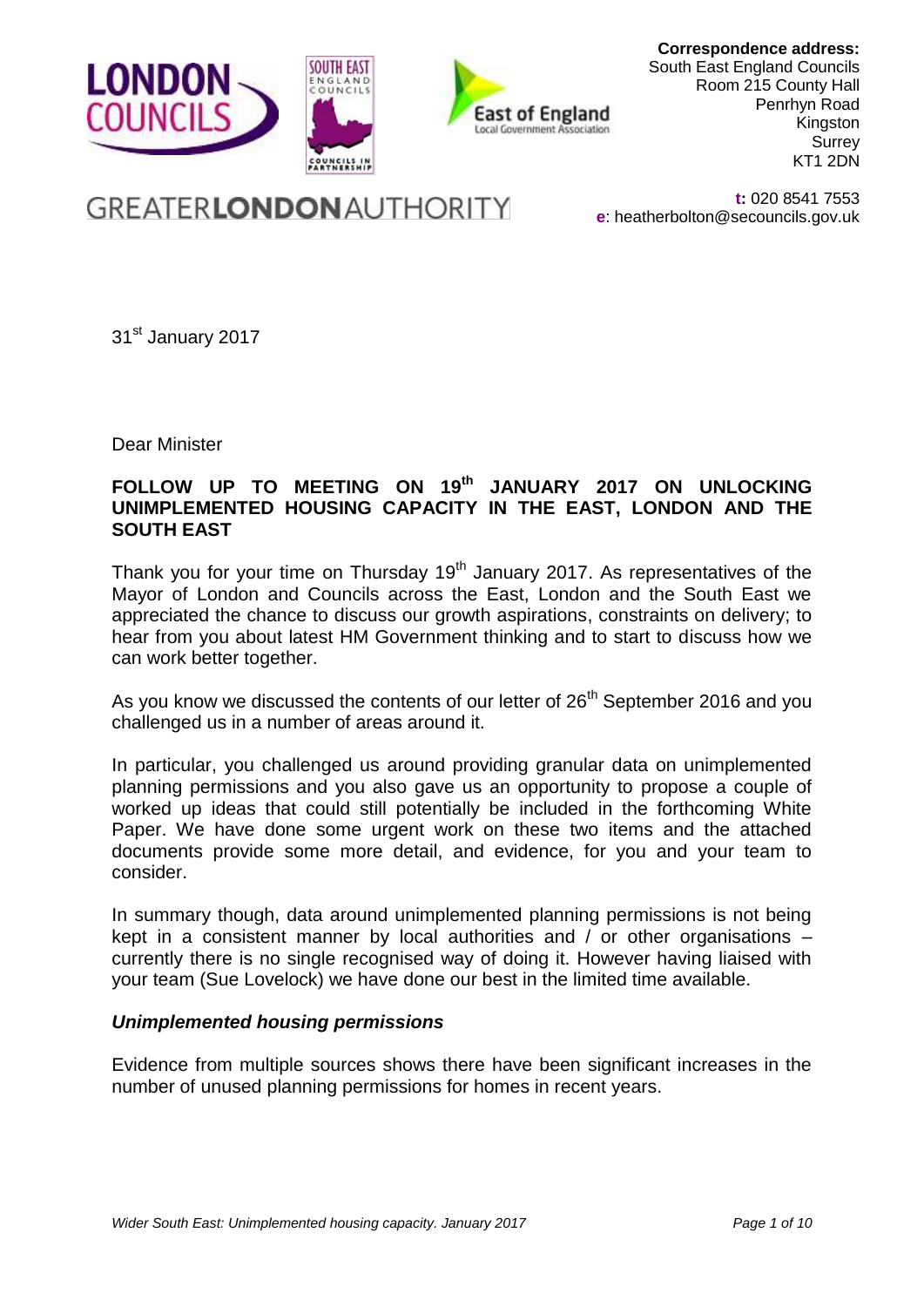**Correspondence address:**
South East England Councils
Room 215 County Hall
Penrhyn Road
Kingston
Surrey
KT1 2DN

**t:** 020 8541 7553
**e**: heatherbolton@secouncils.gov.uk

31st January 2017

Dear Minister

**FOLLOW UP TO MEETING ON 19th JANUARY 2017 ON UNLOCKING UNIMPLEMENTED HOUSING CAPACITY IN THE EAST, LONDON AND THE SOUTH EAST**

Thank you for your time on Thursday 19th January 2017. As representatives of the Mayor of London and Councils across the East, London and the South East we appreciated the chance to discuss our growth aspirations, constraints on delivery; to hear from you about latest HM Government thinking and to start to discuss how we can work better together.

As you know we discussed the contents of our letter of 26th September 2016 and you challenged us in a number of areas around it.

In particular, you challenged us around providing granular data on unimplemented planning permissions and you also gave us an opportunity to propose a couple of worked up ideas that could still potentially be included in the forthcoming White Paper. We have done some urgent work on these two items and the attached documents provide some more detail, and evidence, for you and your team to consider.

In summary though, data around unimplemented planning permissions is not being kept in a consistent manner by local authorities and / or other organisations – currently there is no single recognised way of doing it. However having liaised with your team (Sue Lovelock) we have done our best in the limited time available.

***Unimplemented housing permissions***

Evidence from multiple sources shows there have been significant increases in the number of unused planning permissions for homes in recent years.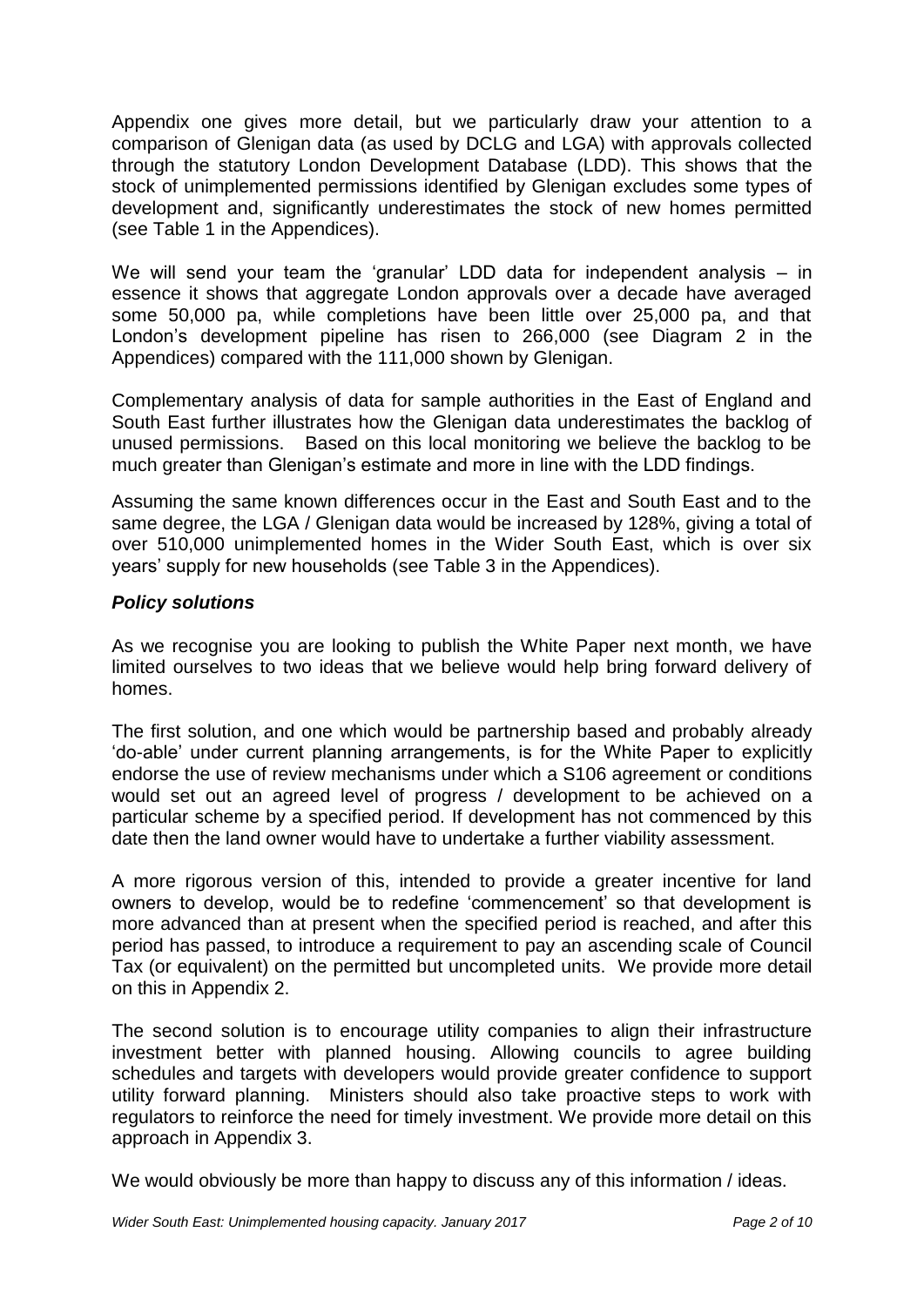Appendix one gives more detail, but we particularly draw your attention to a comparison of Glenigan data (as used by DCLG and LGA) with approvals collected through the statutory London Development Database (LDD). This shows that the stock of unimplemented permissions identified by Glenigan excludes some types of development and, significantly underestimates the stock of new homes permitted (see Table 1 in the Appendices).

We will send your team the 'granular' LDD data for independent analysis – in essence it shows that aggregate London approvals over a decade have averaged some 50,000 pa, while completions have been little over 25,000 pa, and that London's development pipeline has risen to 266,000 (see Diagram 2 in the Appendices) compared with the 111,000 shown by Glenigan.

Complementary analysis of data for sample authorities in the East of England and South East further illustrates how the Glenigan data underestimates the backlog of unused permissions. Based on this local monitoring we believe the backlog to be much greater than Glenigan's estimate and more in line with the LDD findings.

Assuming the same known differences occur in the East and South East and to the same degree, the LGA / Glenigan data would be increased by 128%, giving a total of over 510,000 unimplemented homes in the Wider South East, which is over six years' supply for new households (see Table 3 in the Appendices).

### *Policy solutions*

As we recognise you are looking to publish the White Paper next month, we have limited ourselves to two ideas that we believe would help bring forward delivery of homes.

The first solution, and one which would be partnership based and probably already 'do-able' under current planning arrangements, is for the White Paper to explicitly endorse the use of review mechanisms under which a S106 agreement or conditions would set out an agreed level of progress / development to be achieved on a particular scheme by a specified period. If development has not commenced by this date then the land owner would have to undertake a further viability assessment.

A more rigorous version of this, intended to provide a greater incentive for land owners to develop, would be to redefine 'commencement' so that development is more advanced than at present when the specified period is reached, and after this period has passed, to introduce a requirement to pay an ascending scale of Council Tax (or equivalent) on the permitted but uncompleted units. We provide more detail on this in Appendix 2.

The second solution is to encourage utility companies to align their infrastructure investment better with planned housing. Allowing councils to agree building schedules and targets with developers would provide greater confidence to support utility forward planning. Ministers should also take proactive steps to work with regulators to reinforce the need for timely investment. We provide more detail on this approach in Appendix 3.

We would obviously be more than happy to discuss any of this information / ideas.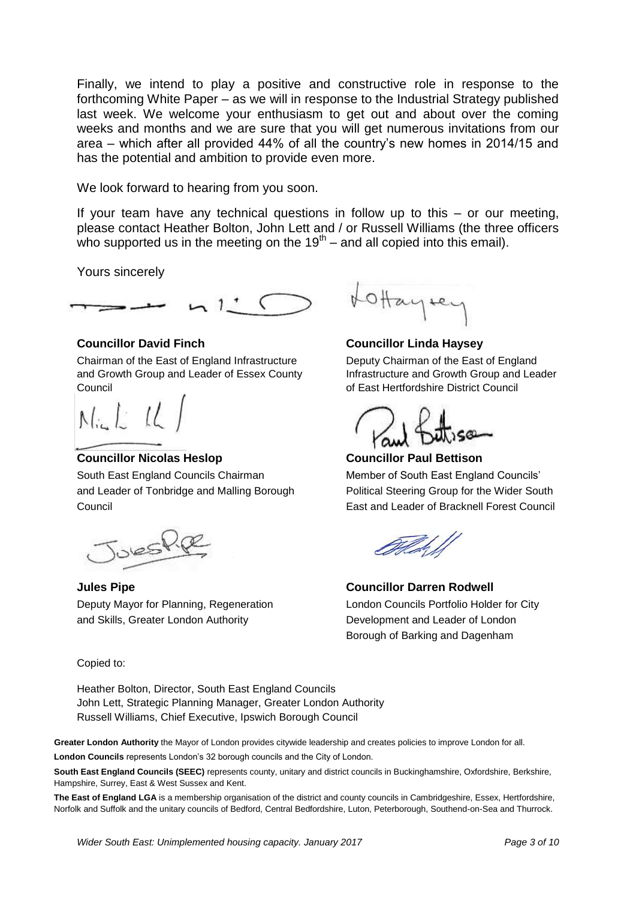Finally, we intend to play a positive and constructive role in response to the forthcoming White Paper – as we will in response to the Industrial Strategy published last week. We welcome your enthusiasm to get out and about over the coming weeks and months and we are sure that you will get numerous invitations from our area – which after all provided 44% of all the country's new homes in 2014/15 and has the potential and ambition to provide even more.

We look forward to hearing from you soon.

If your team have any technical questions in follow up to this – or our meeting, please contact Heather Bolton, John Lett and / or Russell Williams (the three officers who supported us in the meeting on the 19th – and all copied into this email).

Yours sincerely

**Councillor David Finch**
Chairman of the East of England Infrastructure and Growth Group and Leader of Essex County Council

**Councillor Linda Haysey**
Deputy Chairman of the East of England Infrastructure and Growth Group and Leader of East Hertfordshire District Council

**Councillor Nicolas Heslop**
South East England Councils Chairman and Leader of Tonbridge and Malling Borough Council

**Councillor Paul Bettison**
Member of South East England Councils' Political Steering Group for the Wider South East and Leader of Bracknell Forest Council

**Jules Pipe**
Deputy Mayor for Planning, Regeneration and Skills, Greater London Authority

**Councillor Darren Rodwell**
London Councils Portfolio Holder for City Development and Leader of London Borough of Barking and Dagenham

Copied to:

Heather Bolton, Director, South East England Councils
John Lett, Strategic Planning Manager, Greater London Authority
Russell Williams, Chief Executive, Ipswich Borough Council

**Greater London Authority** the Mayor of London provides citywide leadership and creates policies to improve London for all.

**London Councils** represents London's 32 borough councils and the City of London.

**South East England Councils (SEEC)** represents county, unitary and district councils in Buckinghamshire, Oxfordshire, Berkshire, Hampshire, Surrey, East & West Sussex and Kent.

**The East of England LGA** is a membership organisation of the district and county councils in Cambridgeshire, Essex, Hertfordshire, Norfolk and Suffolk and the unitary councils of Bedford, Central Bedfordshire, Luton, Peterborough, Southend-on-Sea and Thurrock.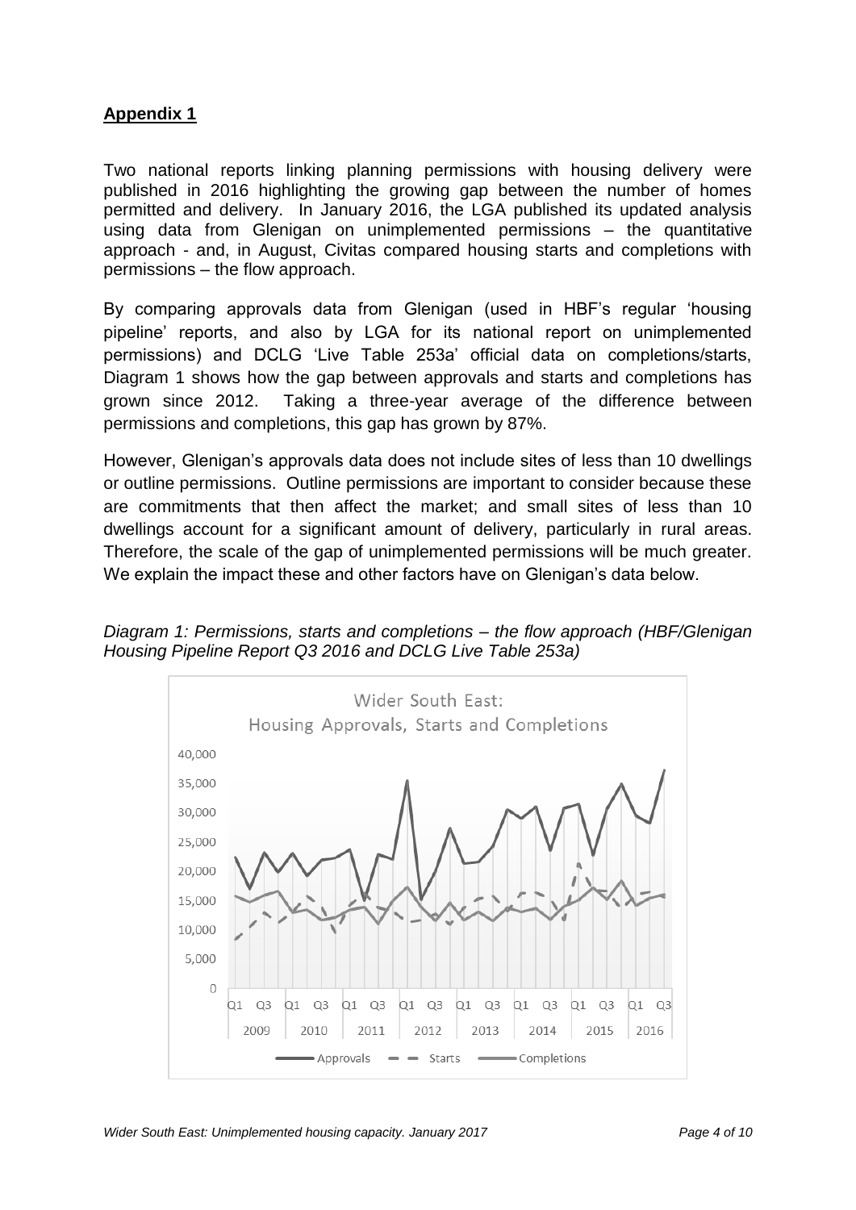## **Appendix 1**

Two national reports linking planning permissions with housing delivery were published in 2016 highlighting the growing gap between the number of homes permitted and delivery. In January 2016, the LGA published its updated analysis using data from Glenigan on unimplemented permissions – the quantitative approach - and, in August, Civitas compared housing starts and completions with permissions – the flow approach.

By comparing approvals data from Glenigan (used in HBF's regular 'housing pipeline' reports, and also by LGA for its national report on unimplemented permissions) and DCLG 'Live Table 253a' official data on completions/starts, Diagram 1 shows how the gap between approvals and starts and completions has grown since 2012. Taking a three-year average of the difference between permissions and completions, this gap has grown by 87%.

However, Glenigan's approvals data does not include sites of less than 10 dwellings or outline permissions. Outline permissions are important to consider because these are commitments that then affect the market; and small sites of less than 10 dwellings account for a significant amount of delivery, particularly in rural areas. Therefore, the scale of the gap of unimplemented permissions will be much greater. We explain the impact these and other factors have on Glenigan's data below.

*Diagram 1: Permissions, starts and completions – the flow approach (HBF/Glenigan Housing Pipeline Report Q3 2016 and DCLG Live Table 253a)*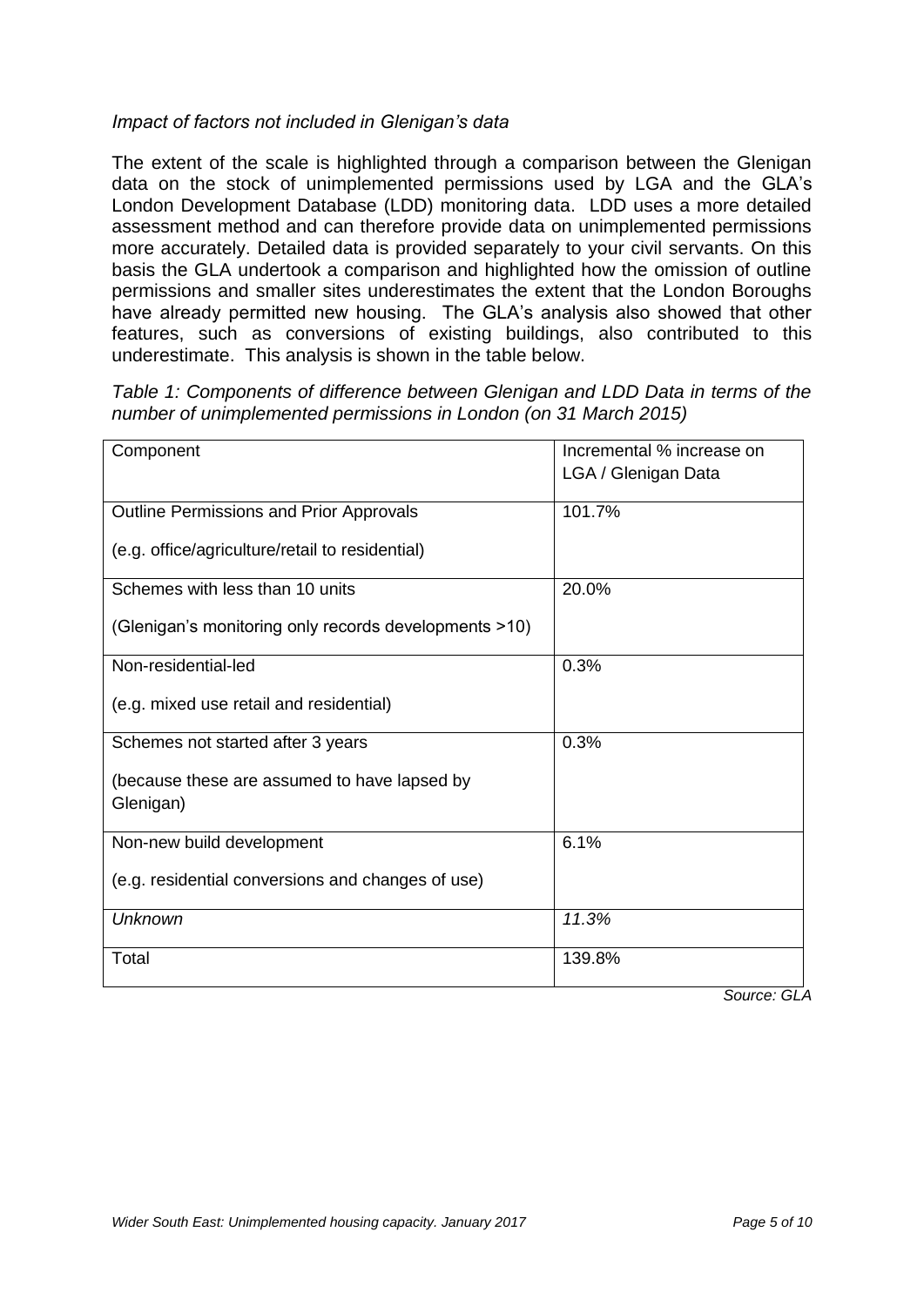*Impact of factors not included in Glenigan's data*

The extent of the scale is highlighted through a comparison between the Glenigan data on the stock of unimplemented permissions used by LGA and the GLA's London Development Database (LDD) monitoring data. LDD uses a more detailed assessment method and can therefore provide data on unimplemented permissions more accurately. Detailed data is provided separately to your civil servants. On this basis the GLA undertook a comparison and highlighted how the omission of outline permissions and smaller sites underestimates the extent that the London Boroughs have already permitted new housing. The GLA's analysis also showed that other features, such as conversions of existing buildings, also contributed to this underestimate. This analysis is shown in the table below.

*Table 1: Components of difference between Glenigan and LDD Data in terms of the number of unimplemented permissions in London (on 31 March 2015)*

| Component | Incremental % increase on LGA / Glenigan Data |
|---|---|
| Outline Permissions and Prior Approvals<br><br>(e.g. office/agriculture/retail to residential) | 101.7% |
| Schemes with less than 10 units<br><br>(Glenigan's monitoring only records developments >10) | 20.0% |
| Non-residential-led<br><br>(e.g. mixed use retail and residential) | 0.3% |
| Schemes not started after 3 years<br><br>(because these are assumed to have lapsed by Glenigan) | 0.3% |
| Non-new build development<br><br>(e.g. residential conversions and changes of use) | 6.1% |
| *Unknown* | *11.3%* |
| Total | 139.8% |

*Source: GLA*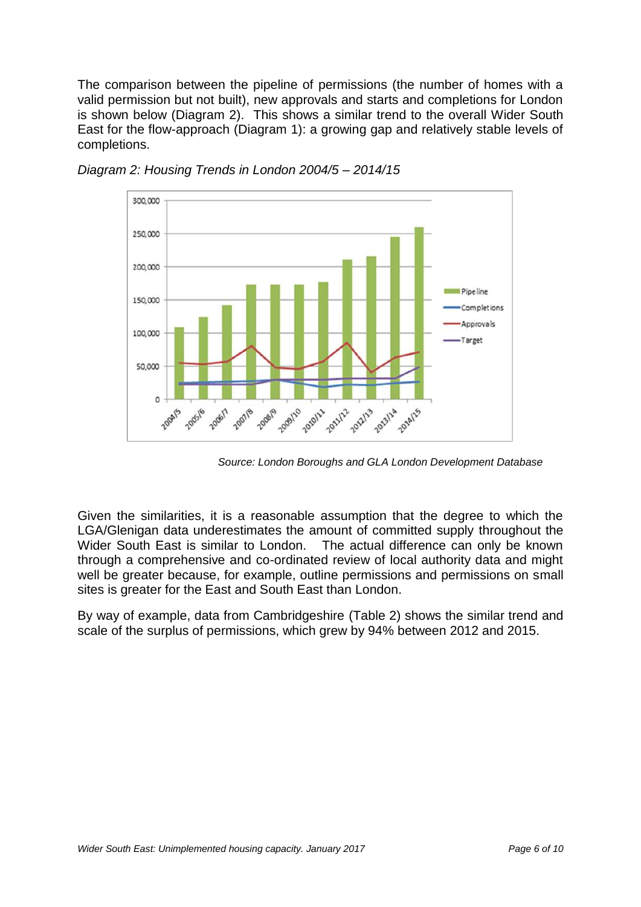The comparison between the pipeline of permissions (the number of homes with a valid permission but not built), new approvals and starts and completions for London is shown below (Diagram 2). This shows a similar trend to the overall Wider South East for the flow-approach (Diagram 1): a growing gap and relatively stable levels of completions.

*Diagram 2: Housing Trends in London 2004/5 – 2014/15*

*Source: London Boroughs and GLA London Development Database*

Given the similarities, it is a reasonable assumption that the degree to which the LGA/Glenigan data underestimates the amount of committed supply throughout the Wider South East is similar to London. The actual difference can only be known through a comprehensive and co-ordinated review of local authority data and might well be greater because, for example, outline permissions and permissions on small sites is greater for the East and South East than London.

By way of example, data from Cambridgeshire (Table 2) shows the similar trend and scale of the surplus of permissions, which grew by 94% between 2012 and 2015.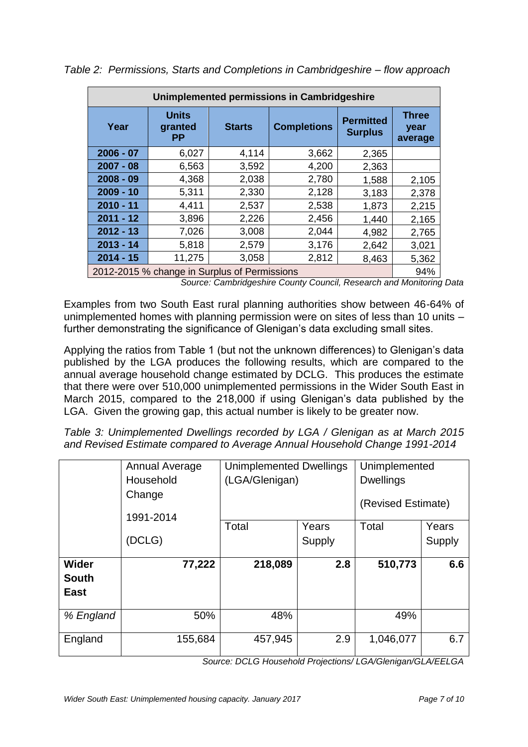*Table 2: Permissions, Starts and Completions in Cambridgeshire – flow approach*

| Unimplemented permissions in Cambridgeshire | | | | | |
|---|---|---|---|---|---|
| **Year** | **Units granted PP** | **Starts** | **Completions** | **Permitted Surplus** | **Three year average** |
| **2006 - 07** | 6,027 | 4,114 | 3,662 | 2,365 | |
| **2007 - 08** | 6,563 | 3,592 | 4,200 | 2,363 | |
| **2008 - 09** | 4,368 | 2,038 | 2,780 | 1,588 | 2,105 |
| **2009 - 10** | 5,311 | 2,330 | 2,128 | 3,183 | 2,378 |
| **2010 - 11** | 4,411 | 2,537 | 2,538 | 1,873 | 2,215 |
| **2011 - 12** | 3,896 | 2,226 | 2,456 | 1,440 | 2,165 |
| **2012 - 13** | 7,026 | 3,008 | 2,044 | 4,982 | 2,765 |
| **2013 - 14** | 5,818 | 2,579 | 3,176 | 2,642 | 3,021 |
| **2014 - 15** | 11,275 | 3,058 | 2,812 | 8,463 | 5,362 |
| 2012-2015 % change in Surplus of Permissions | | | | | 94% |

*Source: Cambridgeshire County Council, Research and Monitoring Data*

Examples from two South East rural planning authorities show between 46-64% of unimplemented homes with planning permission were on sites of less than 10 units – further demonstrating the significance of Glenigan's data excluding small sites.

Applying the ratios from Table 1 (but not the unknown differences) to Glenigan's data published by the LGA produces the following results, which are compared to the annual average household change estimated by DCLG. This produces the estimate that there were over 510,000 unimplemented permissions in the Wider South East in March 2015, compared to the 218,000 if using Glenigan's data published by the LGA. Given the growing gap, this actual number is likely to be greater now.

*Table 3: Unimplemented Dwellings recorded by LGA / Glenigan as at March 2015 and Revised Estimate compared to Average Annual Household Change 1991-2014*

| | Annual Average Household Change 1991-2014 (DCLG) | Unimplemented Dwellings (LGA/Glenigan) | | Unimplemented Dwellings (Revised Estimate) | |
|---|---|---|---|---|---|
| | | Total | Years Supply | Total | Years Supply |
| **Wider South East** | **77,222** | **218,089** | **2.8** | **510,773** | **6.6** |
| *% England* | 50% | 48% | | 49% | |
| England | 155,684 | 457,945 | 2.9 | 1,046,077 | 6.7 |

*Source: DCLG Household Projections/ LGA/Glenigan/GLA/EELGA*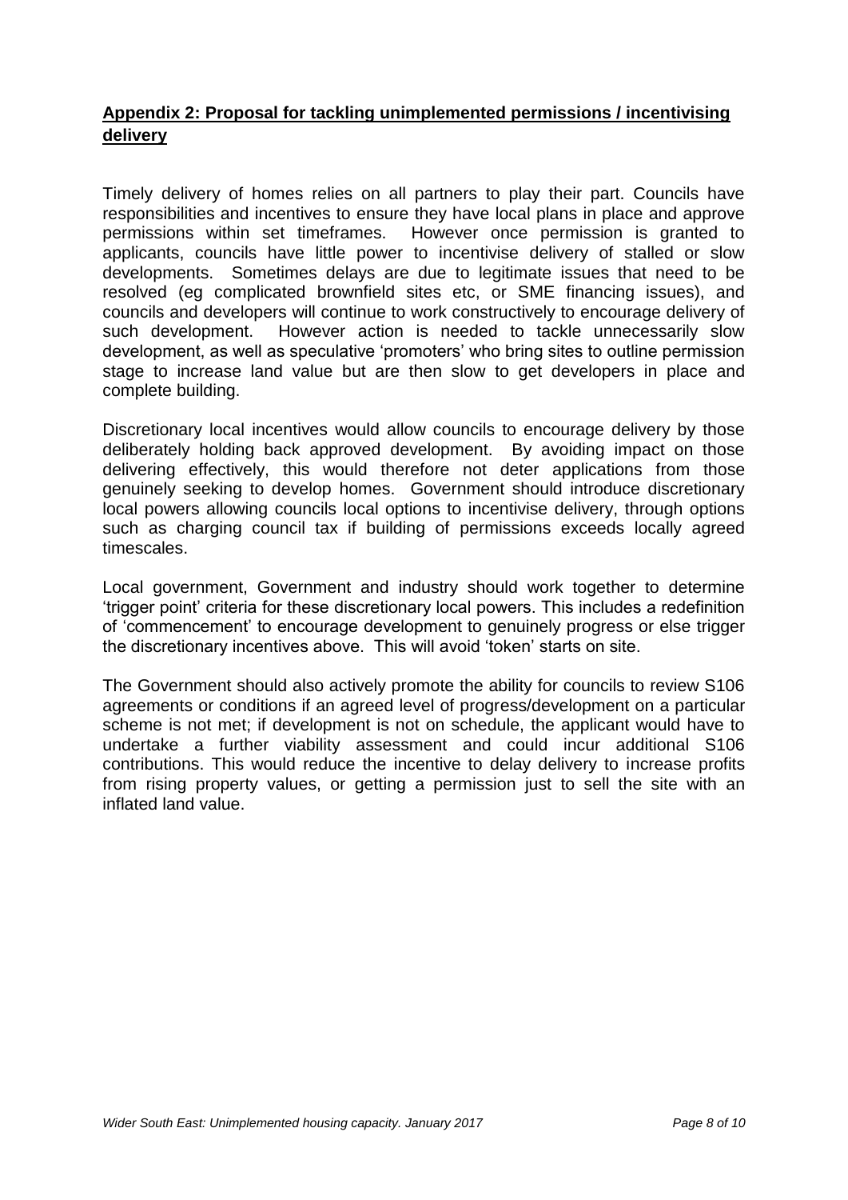## Appendix 2: Proposal for tackling unimplemented permissions / incentivising delivery

Timely delivery of homes relies on all partners to play their part. Councils have responsibilities and incentives to ensure they have local plans in place and approve permissions within set timeframes. However once permission is granted to applicants, councils have little power to incentivise delivery of stalled or slow developments. Sometimes delays are due to legitimate issues that need to be resolved (eg complicated brownfield sites etc, or SME financing issues), and councils and developers will continue to work constructively to encourage delivery of such development. However action is needed to tackle unnecessarily slow development, as well as speculative 'promoters' who bring sites to outline permission stage to increase land value but are then slow to get developers in place and complete building.

Discretionary local incentives would allow councils to encourage delivery by those deliberately holding back approved development. By avoiding impact on those delivering effectively, this would therefore not deter applications from those genuinely seeking to develop homes. Government should introduce discretionary local powers allowing councils local options to incentivise delivery, through options such as charging council tax if building of permissions exceeds locally agreed timescales.

Local government, Government and industry should work together to determine 'trigger point' criteria for these discretionary local powers. This includes a redefinition of 'commencement' to encourage development to genuinely progress or else trigger the discretionary incentives above. This will avoid 'token' starts on site.

The Government should also actively promote the ability for councils to review S106 agreements or conditions if an agreed level of progress/development on a particular scheme is not met; if development is not on schedule, the applicant would have to undertake a further viability assessment and could incur additional S106 contributions. This would reduce the incentive to delay delivery to increase profits from rising property values, or getting a permission just to sell the site with an inflated land value.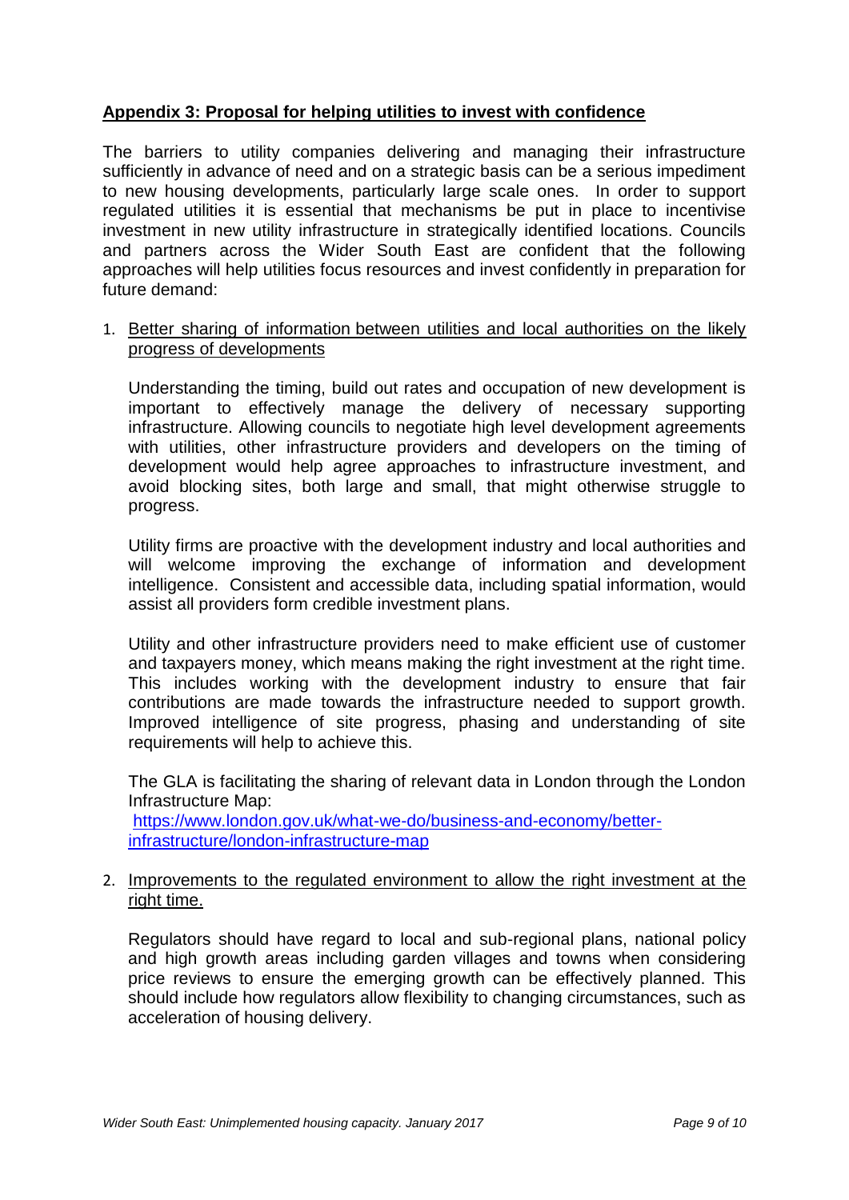## Appendix 3: Proposal for helping utilities to invest with confidence

The barriers to utility companies delivering and managing their infrastructure sufficiently in advance of need and on a strategic basis can be a serious impediment to new housing developments, particularly large scale ones. In order to support regulated utilities it is essential that mechanisms be put in place to incentivise investment in new utility infrastructure in strategically identified locations. Councils and partners across the Wider South East are confident that the following approaches will help utilities focus resources and invest confidently in preparation for future demand:

1. Better sharing of information between utilities and local authorities on the likely progress of developments

   Understanding the timing, build out rates and occupation of new development is important to effectively manage the delivery of necessary supporting infrastructure. Allowing councils to negotiate high level development agreements with utilities, other infrastructure providers and developers on the timing of development would help agree approaches to infrastructure investment, and avoid blocking sites, both large and small, that might otherwise struggle to progress.

   Utility firms are proactive with the development industry and local authorities and will welcome improving the exchange of information and development intelligence. Consistent and accessible data, including spatial information, would assist all providers form credible investment plans.

   Utility and other infrastructure providers need to make efficient use of customer and taxpayers money, which means making the right investment at the right time. This includes working with the development industry to ensure that fair contributions are made towards the infrastructure needed to support growth. Improved intelligence of site progress, phasing and understanding of site requirements will help to achieve this.

   The GLA is facilitating the sharing of relevant data in London through the London Infrastructure Map:
   [https://www.london.gov.uk/what-we-do/business-and-economy/better-infrastructure/london-infrastructure-map](https://www.london.gov.uk/what-we-do/business-and-economy/better-infrastructure/london-infrastructure-map)

2. Improvements to the regulated environment to allow the right investment at the right time.

   Regulators should have regard to local and sub-regional plans, national policy and high growth areas including garden villages and towns when considering price reviews to ensure the emerging growth can be effectively planned. This should include how regulators allow flexibility to changing circumstances, such as acceleration of housing delivery.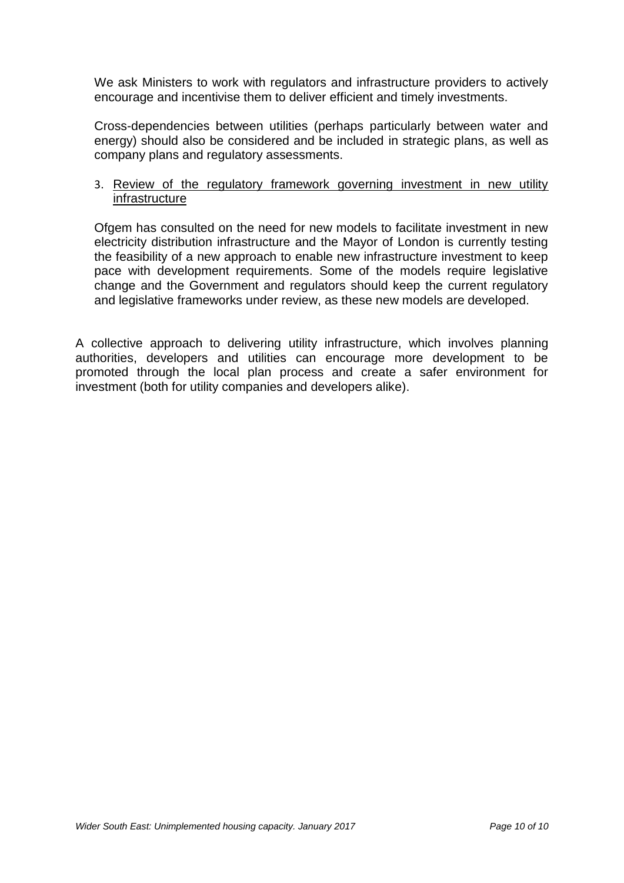We ask Ministers to work with regulators and infrastructure providers to actively encourage and incentivise them to deliver efficient and timely investments.

Cross-dependencies between utilities (perhaps particularly between water and energy) should also be considered and be included in strategic plans, as well as company plans and regulatory assessments.

3. Review of the regulatory framework governing investment in new utility infrastructure

Ofgem has consulted on the need for new models to facilitate investment in new electricity distribution infrastructure and the Mayor of London is currently testing the feasibility of a new approach to enable new infrastructure investment to keep pace with development requirements. Some of the models require legislative change and the Government and regulators should keep the current regulatory and legislative frameworks under review, as these new models are developed.

A collective approach to delivering utility infrastructure, which involves planning authorities, developers and utilities can encourage more development to be promoted through the local plan process and create a safer environment for investment (both for utility companies and developers alike).